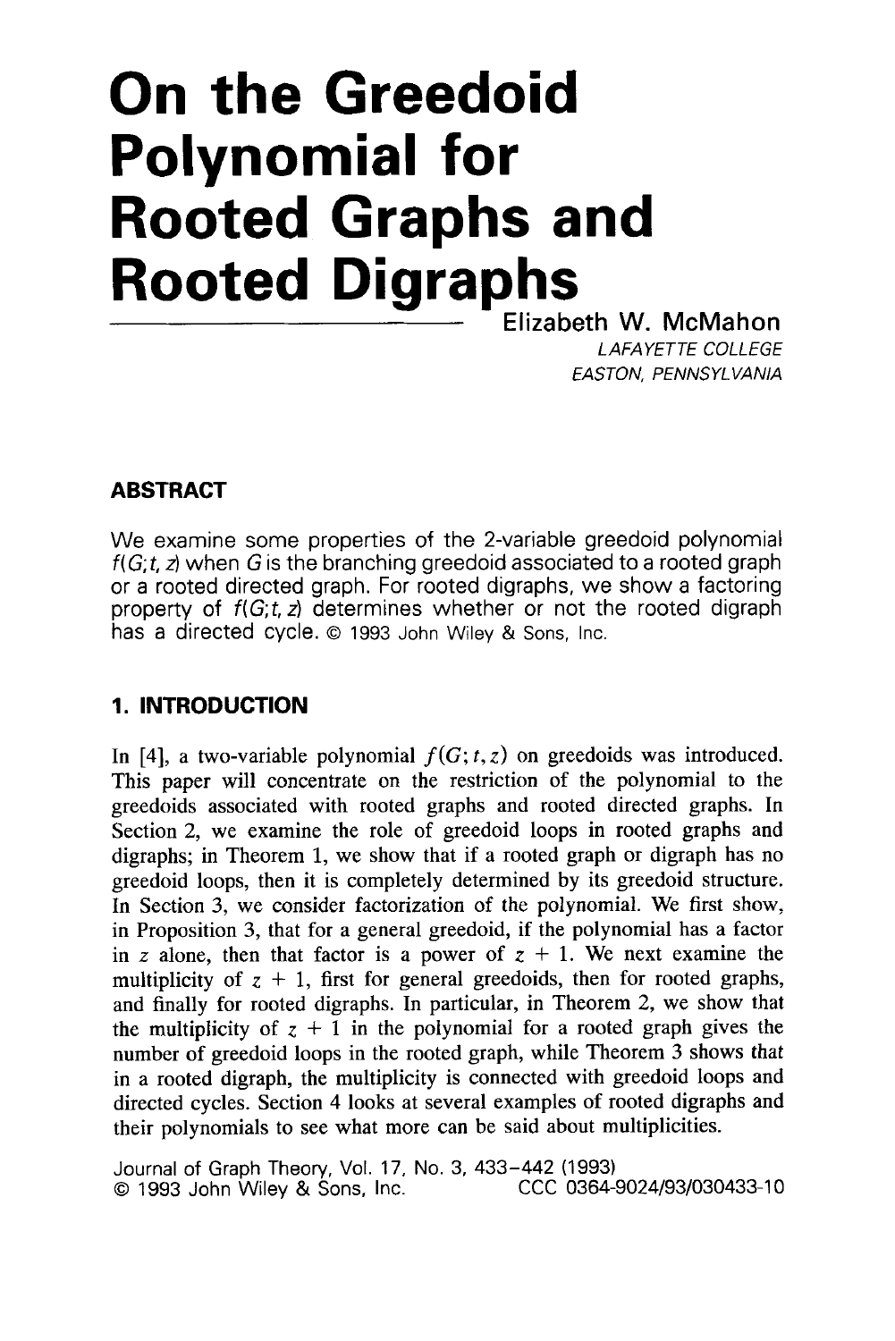# On the Greedoid Polynomial for Rooted Graphs and Rooted Digraphs

Elizabeth W. McMahon

*LAFAYETTE COLLEGE*
*EASTON, PENNSYLVANIA*

## ABSTRACT

We examine some properties of the 2-variable greedoid polynomial $f(G; t, z)$ when $G$ is the branching greedoid associated to a rooted graph or a rooted directed graph. For rooted digraphs, we show a factoring property of $f(G; t, z)$ determines whether or not the rooted digraph has a directed cycle. © 1993 John Wiley & Sons, Inc.

## 1. INTRODUCTION

In [4], a two-variable polynomial $f(G; t, z)$ on greedoids was introduced. This paper will concentrate on the restriction of the polynomial to the greedoids associated with rooted graphs and rooted directed graphs. In Section 2, we examine the role of greedoid loops in rooted graphs and digraphs; in Theorem 1, we show that if a rooted graph or digraph has no greedoid loops, then it is completely determined by its greedoid structure. In Section 3, we consider factorization of the polynomial. We first show, in Proposition 3, that for a general greedoid, if the polynomial has a factor in $z$ alone, then that factor is a power of $z + 1$. We next examine the multiplicity of $z + 1$, first for general greedoids, then for rooted graphs, and finally for rooted digraphs. In particular, in Theorem 2, we show that the multiplicity of $z + 1$ in the polynomial for a rooted graph gives the number of greedoid loops in the rooted graph, while Theorem 3 shows that in a rooted digraph, the multiplicity is connected with greedoid loops and directed cycles. Section 4 looks at several examples of rooted digraphs and their polynomials to see what more can be said about multiplicities.

Journal of Graph Theory, Vol. 17, No. 3, 433–442 (1993)
© 1993 John Wiley & Sons, Inc. CCC 0364-9024/93/030433-10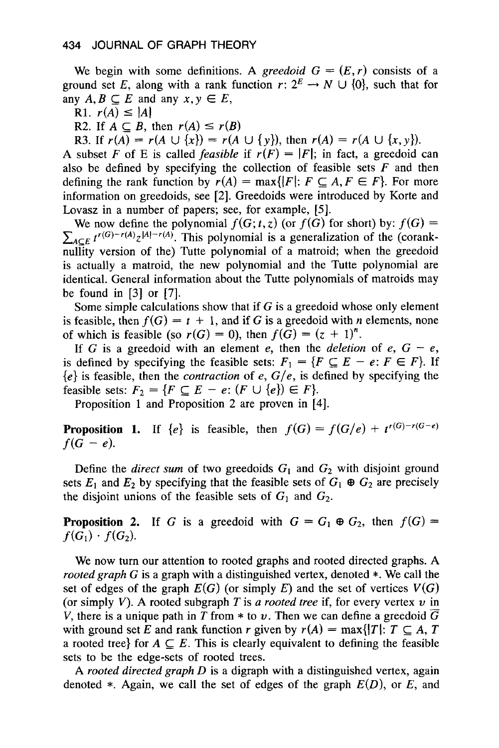We begin with some definitions. A *greedoid* $G = (E, r)$ consists of a ground set $E$, along with a rank function $r: 2^E \to N \cup \{0\}$, such that for any $A, B \subseteq E$ and any $x, y \in E$,

R1. $r(A) \leq |A|$

R2. If $A \subseteq B$, then $r(A) \leq r(B)$

R3. If $r(A) = r(A \cup \{x\}) = r(A \cup \{y\})$, then $r(A) = r(A \cup \{x, y\})$.

A subset $F$ of E is called *feasible* if $r(F) = |F|$; in fact, a greedoid can also be defined by specifying the collection of feasible sets $F$ and then defining the rank function by $r(A) = \max\{|F|: F \subseteq A, F \in F\}$. For more information on greedoids, see [2]. Greedoids were introduced by Korte and Lovasz in a number of papers; see, for example, [5].

We now define the polynomial $f(G; t, z)$ (or $f(G)$ for short) by: $f(G) = \sum_{A \subseteq E} t^{r(G)-r(A)} z^{|A|-r(A)}$. This polynomial is a generalization of the (corank-nullity version of the) Tutte polynomial of a matroid; when the greedoid is actually a matroid, the new polynomial and the Tutte polynomial are identical. General information about the Tutte polynomials of matroids may be found in [3] or [7].

Some simple calculations show that if $G$ is a greedoid whose only element is feasible, then $f(G) = t + 1$, and if $G$ is a greedoid with $n$ elements, none of which is feasible (so $r(G) = 0$), then $f(G) = (z + 1)^n$.

If $G$ is a greedoid with an element $e$, then the *deletion* of $e$, $G - e$, is defined by specifying the feasible sets: $F_1 = \{F \subseteq E - e: F \in F\}$. If $\{e\}$ is feasible, then the *contraction* of $e$, $G/e$, is defined by specifying the feasible sets: $F_2 = \{F \subseteq E - e: (F \cup \{e\}) \in F\}$.

Proposition 1 and Proposition 2 are proven in [4].

**Proposition 1.** If $\{e\}$ is feasible, then $f(G) = f(G/e) + t^{r(G)-r(G-e)} f(G - e)$.

Define the *direct sum* of two greedoids $G_1$ and $G_2$ with disjoint ground sets $E_1$ and $E_2$ by specifying that the feasible sets of $G_1 \oplus G_2$ are precisely the disjoint unions of the feasible sets of $G_1$ and $G_2$.

**Proposition 2.** If $G$ is a greedoid with $G = G_1 \oplus G_2$, then $f(G) = f(G_1) \cdot f(G_2)$.

We now turn our attention to rooted graphs and rooted directed graphs. A *rooted graph* $G$ is a graph with a distinguished vertex, denoted $*$. We call the set of edges of the graph $E(G)$ (or simply $E$) and the set of vertices $V(G)$ (or simply $V$). A rooted subgraph $T$ is *a rooted tree* if, for every vertex $v$ in $V$, there is a unique path in $T$ from $*$ to $v$. Then we can define a greedoid $\overline{G}$ with ground set $E$ and rank function $r$ given by $r(A) = \max\{|T|: T \subseteq A, T$ a rooted tree$\}$ for $A \subseteq E$. This is clearly equivalent to defining the feasible sets to be the edge-sets of rooted trees.

A *rooted directed graph D* is a digraph with a distinguished vertex, again denoted $*$. Again, we call the set of edges of the graph $E(D)$, or $E$, and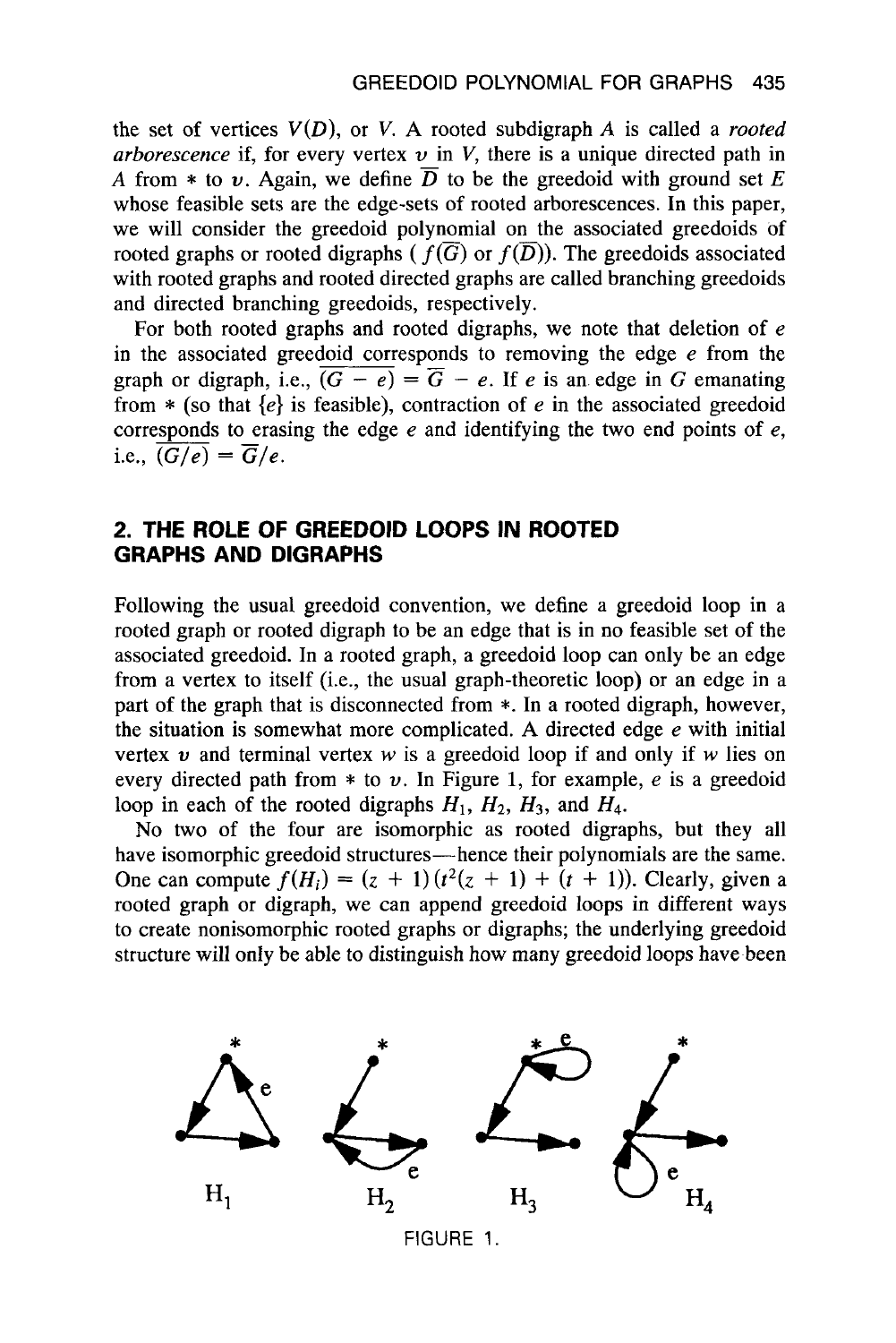the set of vertices $V(D)$, or $V$. A rooted subdigraph $A$ is called a *rooted arborescence* if, for every vertex $v$ in $V$, there is a unique directed path in $A$ from $*$ to $v$. Again, we define $\overline{D}$ to be the greedoid with ground set $E$ whose feasible sets are the edge-sets of rooted arborescences. In this paper, we will consider the greedoid polynomial on the associated greedoids of rooted graphs or rooted digraphs ($f(\overline{G})$ or $f(\overline{D})$). The greedoids associated with rooted graphs and rooted directed graphs are called branching greedoids and directed branching greedoids, respectively.

For both rooted graphs and rooted digraphs, we note that deletion of $e$ in the associated greedoid corresponds to removing the edge $e$ from the graph or digraph, i.e., $\overline{(G - e)} = \overline{G} - e$. If $e$ is an edge in $G$ emanating from $*$ (so that $\{e\}$ is feasible), contraction of $e$ in the associated greedoid corresponds to erasing the edge $e$ and identifying the two end points of $e$, i.e., $\overline{(G/e)} = \overline{G}/e$.

## 2. THE ROLE OF GREEDOID LOOPS IN ROOTED GRAPHS AND DIGRAPHS

Following the usual greedoid convention, we define a greedoid loop in a rooted graph or rooted digraph to be an edge that is in no feasible set of the associated greedoid. In a rooted graph, a greedoid loop can only be an edge from a vertex to itself (i.e., the usual graph-theoretic loop) or an edge in a part of the graph that is disconnected from $*$. In a rooted digraph, however, the situation is somewhat more complicated. A directed edge $e$ with initial vertex $v$ and terminal vertex $w$ is a greedoid loop if and only if $w$ lies on every directed path from $*$ to $v$. In Figure 1, for example, $e$ is a greedoid loop in each of the rooted digraphs $H_1$, $H_2$, $H_3$, and $H_4$.

No two of the four are isomorphic as rooted digraphs, but they all have isomorphic greedoid structures—hence their polynomials are the same. One can compute $f(H_i) = (z + 1)(t^2(z + 1) + (t + 1))$. Clearly, given a rooted graph or digraph, we can append greedoid loops in different ways to create nonisomorphic rooted graphs or digraphs; the underlying greedoid structure will only be able to distinguish how many greedoid loops have been

FIGURE 1.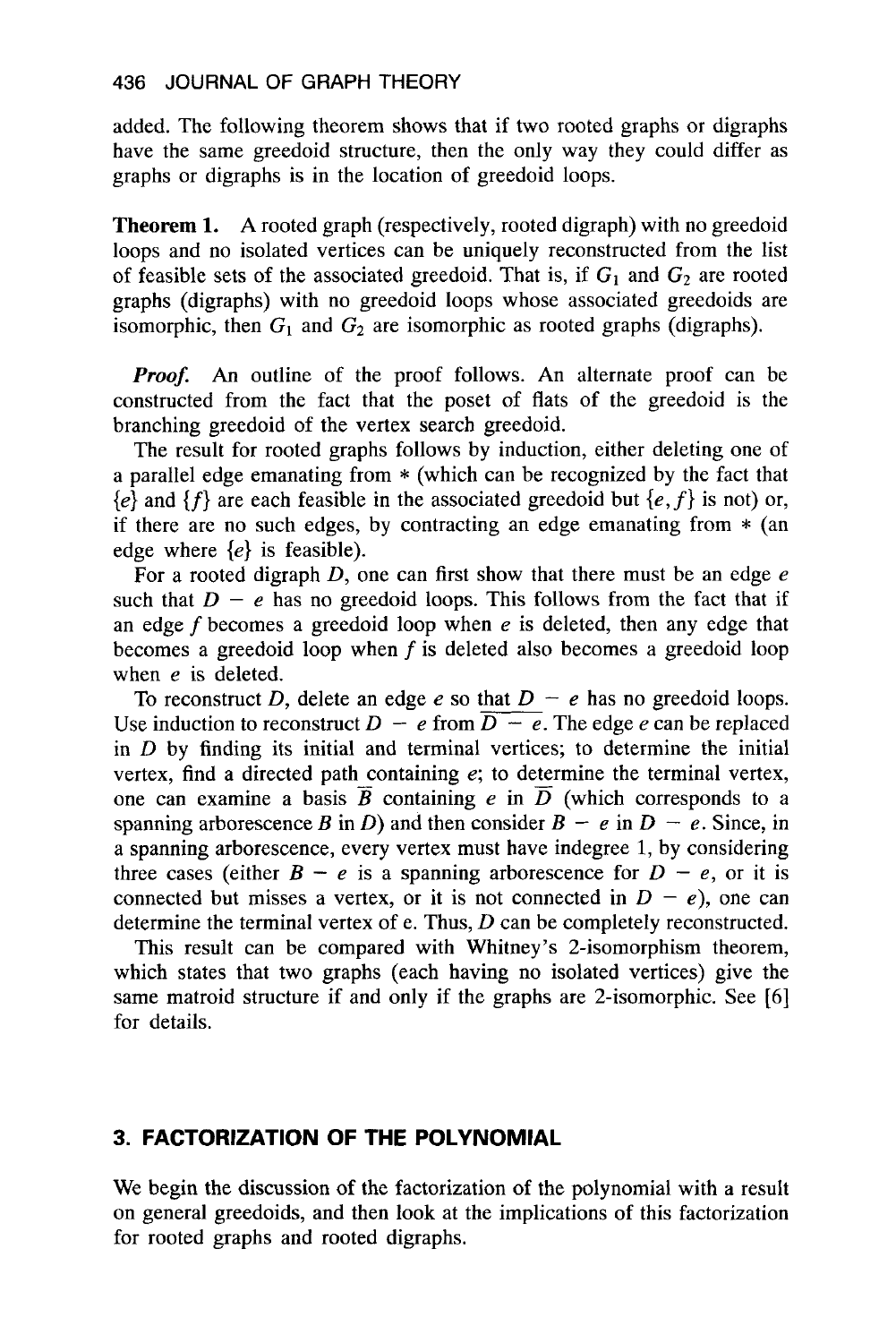added. The following theorem shows that if two rooted graphs or digraphs have the same greedoid structure, then the only way they could differ as graphs or digraphs is in the location of greedoid loops.

**Theorem 1.** A rooted graph (respectively, rooted digraph) with no greedoid loops and no isolated vertices can be uniquely reconstructed from the list of feasible sets of the associated greedoid. That is, if $G_1$ and $G_2$ are rooted graphs (digraphs) with no greedoid loops whose associated greedoids are isomorphic, then $G_1$ and $G_2$ are isomorphic as rooted graphs (digraphs).

***Proof.*** An outline of the proof follows. An alternate proof can be constructed from the fact that the poset of flats of the greedoid is the branching greedoid of the vertex search greedoid.

The result for rooted graphs follows by induction, either deleting one of a parallel edge emanating from $*$ (which can be recognized by the fact that $\{e\}$ and $\{f\}$ are each feasible in the associated greedoid but $\{e, f\}$ is not) or, if there are no such edges, by contracting an edge emanating from $*$ (an edge where $\{e\}$ is feasible).

For a rooted digraph $D$, one can first show that there must be an edge $e$ such that $D - e$ has no greedoid loops. This follows from the fact that if an edge $f$ becomes a greedoid loop when $e$ is deleted, then any edge that becomes a greedoid loop when $f$ is deleted also becomes a greedoid loop when $e$ is deleted.

To reconstruct $D$, delete an edge $e$ so that $D - e$ has no greedoid loops. Use induction to reconstruct $D - e$ from $\overline{D - e}$. The edge $e$ can be replaced in $D$ by finding its initial and terminal vertices; to determine the initial vertex, find a directed path containing $e$; to determine the terminal vertex, one can examine a basis $\overline{B}$ containing $e$ in $\overline{D}$ (which corresponds to a spanning arborescence $B$ in $D$) and then consider $B - e$ in $D - e$. Since, in a spanning arborescence, every vertex must have indegree 1, by considering three cases (either $B - e$ is a spanning arborescence for $D - e$, or it is connected but misses a vertex, or it is not connected in $D - e$), one can determine the terminal vertex of e. Thus, $D$ can be completely reconstructed.

This result can be compared with Whitney's 2-isomorphism theorem, which states that two graphs (each having no isolated vertices) give the same matroid structure if and only if the graphs are 2-isomorphic. See [6] for details.

## 3. FACTORIZATION OF THE POLYNOMIAL

We begin the discussion of the factorization of the polynomial with a result on general greedoids, and then look at the implications of this factorization for rooted graphs and rooted digraphs.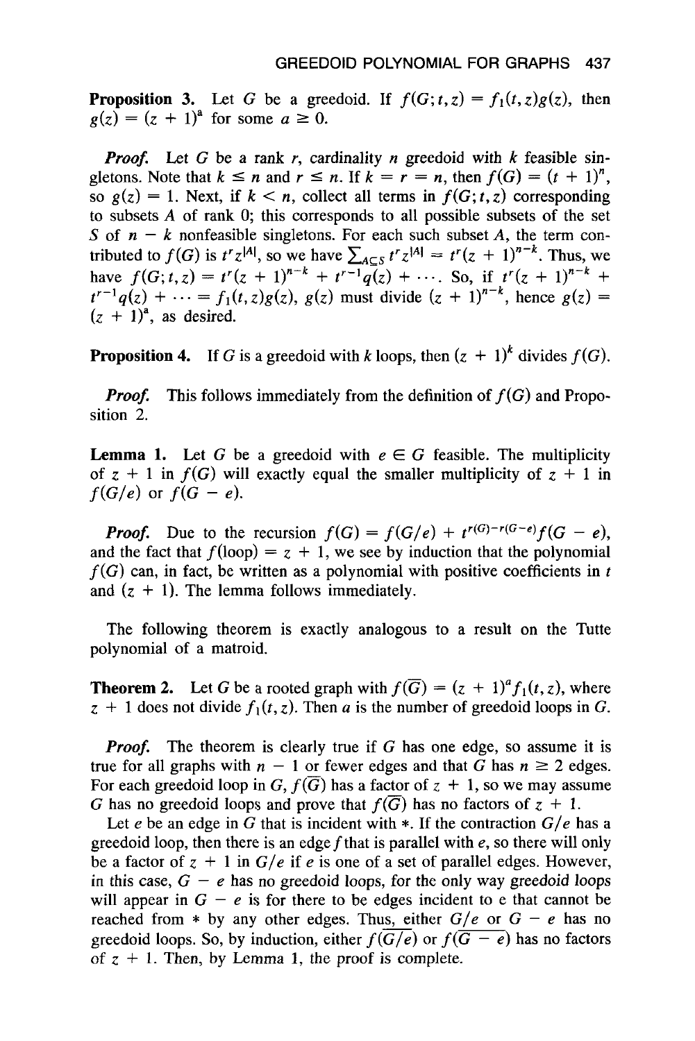**Proposition 3.** Let $G$ be a greedoid. If $f(G;t,z) = f_1(t,z)g(z)$, then $g(z) = (z + 1)^a$ for some $a \geq 0$.

*Proof.* Let $G$ be a rank $r$, cardinality $n$ greedoid with $k$ feasible singletons. Note that $k \leq n$ and $r \leq n$. If $k = r = n$, then $f(G) = (t + 1)^n$, so $g(z) = 1$. Next, if $k < n$, collect all terms in $f(G;t,z)$ corresponding to subsets $A$ of rank 0; this corresponds to all possible subsets of the set $S$ of $n - k$ nonfeasible singletons. For each such subset $A$, the term contributed to $f(G)$ is $t^r z^{|A|}$, so we have $\sum_{A \subseteq S} t^r z^{|A|} = t^r(z + 1)^{n-k}$. Thus, we have $f(G;t,z) = t^r(z + 1)^{n-k} + t^{r-1}q(z) + \cdots$. So, if $t^r(z + 1)^{n-k} + t^{r-1}q(z) + \cdots = f_1(t,z)g(z)$, $g(z)$ must divide $(z + 1)^{n-k}$, hence $g(z) = (z + 1)^a$, as desired.

**Proposition 4.** If $G$ is a greedoid with $k$ loops, then $(z + 1)^k$ divides $f(G)$.

*Proof.* This follows immediately from the definition of $f(G)$ and Proposition 2.

**Lemma 1.** Let $G$ be a greedoid with $e \in G$ feasible. The multiplicity of $z + 1$ in $f(G)$ will exactly equal the smaller multiplicity of $z + 1$ in $f(G/e)$ or $f(G - e)$.

*Proof.* Due to the recursion $f(G) = f(G/e) + t^{r(G)-r(G-e)}f(G - e)$, and the fact that $f(\text{loop}) = z + 1$, we see by induction that the polynomial $f(G)$ can, in fact, be written as a polynomial with positive coefficients in $t$ and $(z + 1)$. The lemma follows immediately.

The following theorem is exactly analogous to a result on the Tutte polynomial of a matroid.

**Theorem 2.** Let $G$ be a rooted graph with $f(\overline{G}) = (z + 1)^a f_1(t,z)$, where $z + 1$ does not divide $f_1(t,z)$. Then $a$ is the number of greedoid loops in $G$.

*Proof.* The theorem is clearly true if $G$ has one edge, so assume it is true for all graphs with $n - 1$ or fewer edges and that $G$ has $n \geq 2$ edges. For each greedoid loop in $G$, $f(\overline{G})$ has a factor of $z + 1$, so we may assume $G$ has no greedoid loops and prove that $f(\overline{G})$ has no factors of $z + 1$.

Let $e$ be an edge in $G$ that is incident with $*$. If the contraction $G/e$ has a greedoid loop, then there is an edge $f$ that is parallel with $e$, so there will only be a factor of $z + 1$ in $G/e$ if $e$ is one of a set of parallel edges. However, in this case, $G - e$ has no greedoid loops, for the only way greedoid loops will appear in $G - e$ is for there to be edges incident to e that cannot be reached from $*$ by any other edges. Thus, either $G/e$ or $G - e$ has no greedoid loops. So, by induction, either $f(\overline{G/e})$ or $f(\overline{G - e})$ has no factors of $z + 1$. Then, by Lemma 1, the proof is complete.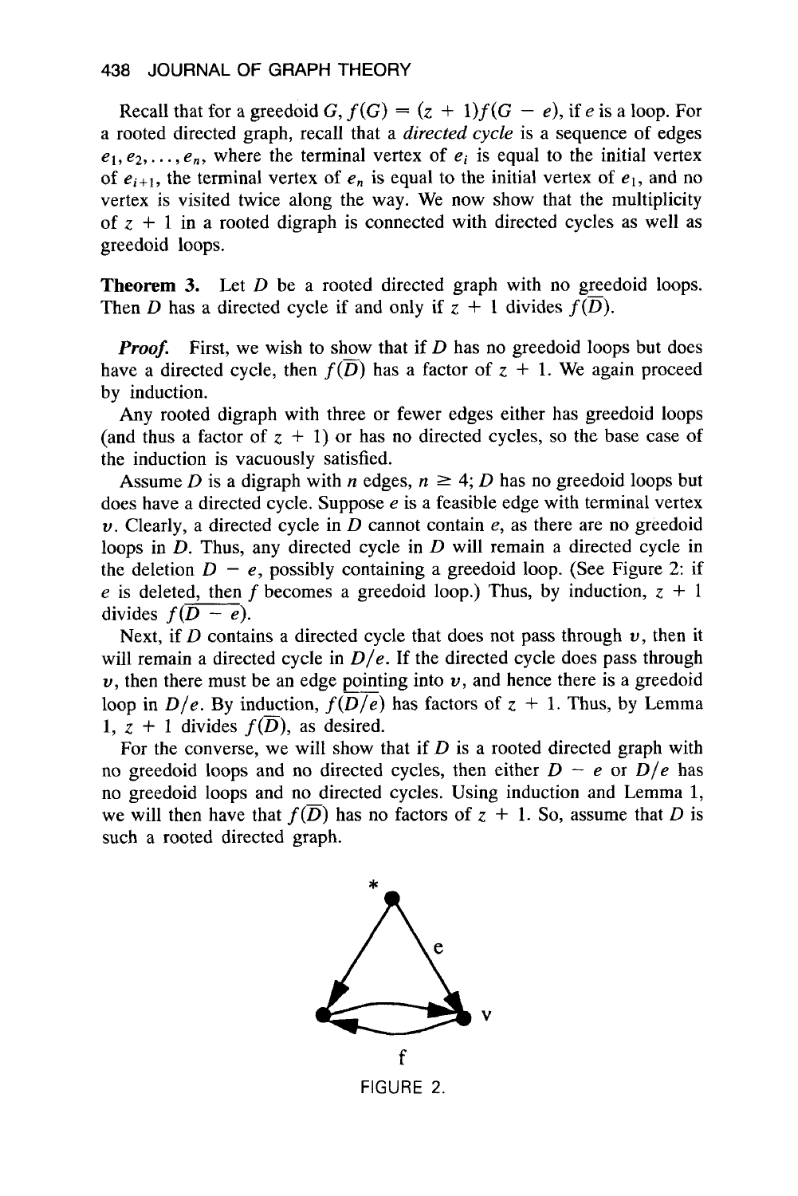Recall that for a greedoid $G$, $f(G) = (z + 1)f(G - e)$, if $e$ is a loop. For a rooted directed graph, recall that a *directed cycle* is a sequence of edges $e_1, e_2, \ldots, e_n$, where the terminal vertex of $e_i$ is equal to the initial vertex of $e_{i+1}$, the terminal vertex of $e_n$ is equal to the initial vertex of $e_1$, and no vertex is visited twice along the way. We now show that the multiplicity of $z + 1$ in a rooted digraph is connected with directed cycles as well as greedoid loops.

**Theorem 3.** Let $D$ be a rooted directed graph with no greedoid loops. Then $D$ has a directed cycle if and only if $z + 1$ divides $f(\overline{D})$.

***Proof.*** First, we wish to show that if $D$ has no greedoid loops but does have a directed cycle, then $f(\overline{D})$ has a factor of $z + 1$. We again proceed by induction.

Any rooted digraph with three or fewer edges either has greedoid loops (and thus a factor of $z + 1$) or has no directed cycles, so the base case of the induction is vacuously satisfied.

Assume $D$ is a digraph with $n$ edges, $n \geq 4$; $D$ has no greedoid loops but does have a directed cycle. Suppose $e$ is a feasible edge with terminal vertex $v$. Clearly, a directed cycle in $D$ cannot contain $e$, as there are no greedoid loops in $D$. Thus, any directed cycle in $D$ will remain a directed cycle in the deletion $D - e$, possibly containing a greedoid loop. (See Figure 2: if $e$ is deleted, then $f$ becomes a greedoid loop.) Thus, by induction, $z + 1$ divides $f(\overline{D - e})$.

Next, if $D$ contains a directed cycle that does not pass through $v$, then it will remain a directed cycle in $D/e$. If the directed cycle does pass through $v$, then there must be an edge pointing into $v$, and hence there is a greedoid loop in $D/e$. By induction, $f(\overline{D/e})$ has factors of $z + 1$. Thus, by Lemma 1, $z + 1$ divides $f(\overline{D})$, as desired.

For the converse, we will show that if $D$ is a rooted directed graph with no greedoid loops and no directed cycles, then either $D - e$ or $D/e$ has no greedoid loops and no directed cycles. Using induction and Lemma 1, we will then have that $f(\overline{D})$ has no factors of $z + 1$. So, assume that $D$ is such a rooted directed graph.

FIGURE 2.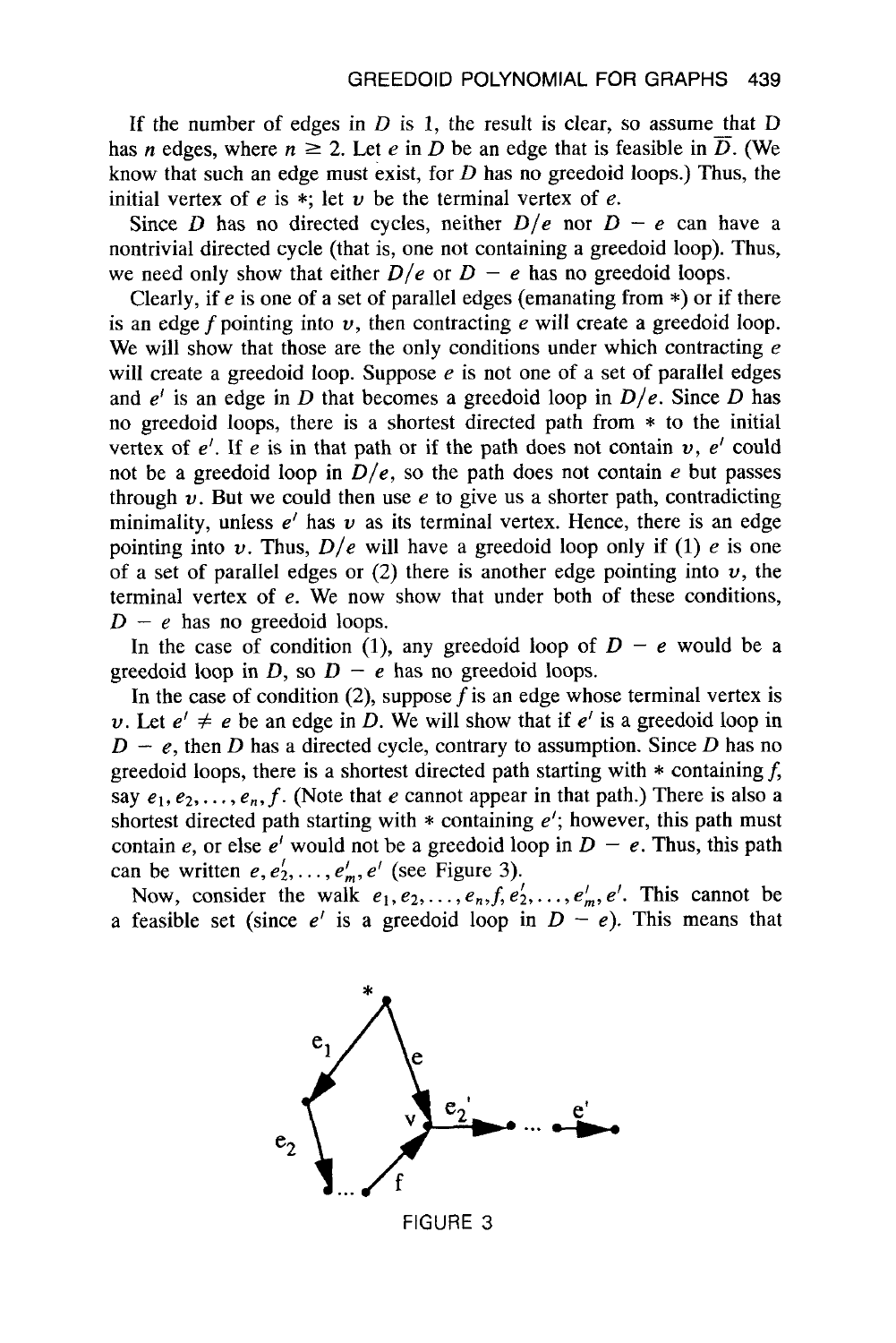If the number of edges in $D$ is 1, the result is clear, so assume that D has $n$ edges, where $n \geq 2$. Let $e$ in $D$ be an edge that is feasible in $\overline{D}$. (We know that such an edge must exist, for $D$ has no greedoid loops.) Thus, the initial vertex of $e$ is $*$; let $v$ be the terminal vertex of $e$.

Since $D$ has no directed cycles, neither $D/e$ nor $D - e$ can have a nontrivial directed cycle (that is, one not containing a greedoid loop). Thus, we need only show that either $D/e$ or $D - e$ has no greedoid loops.

Clearly, if $e$ is one of a set of parallel edges (emanating from $*$) or if there is an edge $f$ pointing into $v$, then contracting $e$ will create a greedoid loop. We will show that those are the only conditions under which contracting $e$ will create a greedoid loop. Suppose $e$ is not one of a set of parallel edges and $e'$ is an edge in $D$ that becomes a greedoid loop in $D/e$. Since $D$ has no greedoid loops, there is a shortest directed path from $*$ to the initial vertex of $e'$. If $e$ is in that path or if the path does not contain $v$, $e'$ could not be a greedoid loop in $D/e$, so the path does not contain $e$ but passes through $v$. But we could then use $e$ to give us a shorter path, contradicting minimality, unless $e'$ has $v$ as its terminal vertex. Hence, there is an edge pointing into $v$. Thus, $D/e$ will have a greedoid loop only if (1) $e$ is one of a set of parallel edges or (2) there is another edge pointing into $v$, the terminal vertex of $e$. We now show that under both of these conditions, $D - e$ has no greedoid loops.

In the case of condition (1), any greedoid loop of $D - e$ would be a greedoid loop in $D$, so $D - e$ has no greedoid loops.

In the case of condition (2), suppose $f$ is an edge whose terminal vertex is $v$. Let $e' \neq e$ be an edge in $D$. We will show that if $e'$ is a greedoid loop in $D - e$, then $D$ has a directed cycle, contrary to assumption. Since $D$ has no greedoid loops, there is a shortest directed path starting with $*$ containing $f$, say $e_1, e_2, \ldots, e_n, f$. (Note that $e$ cannot appear in that path.) There is also a shortest directed path starting with $*$ containing $e'$; however, this path must contain $e$, or else $e'$ would not be a greedoid loop in $D - e$. Thus, this path can be written $e, e_2', \ldots, e_m', e'$ (see Figure 3).

Now, consider the walk $e_1, e_2, \ldots, e_n, f, e_2', \ldots, e_m', e'$. This cannot be a feasible set (since $e'$ is a greedoid loop in $D - e$). This means that

FIGURE 3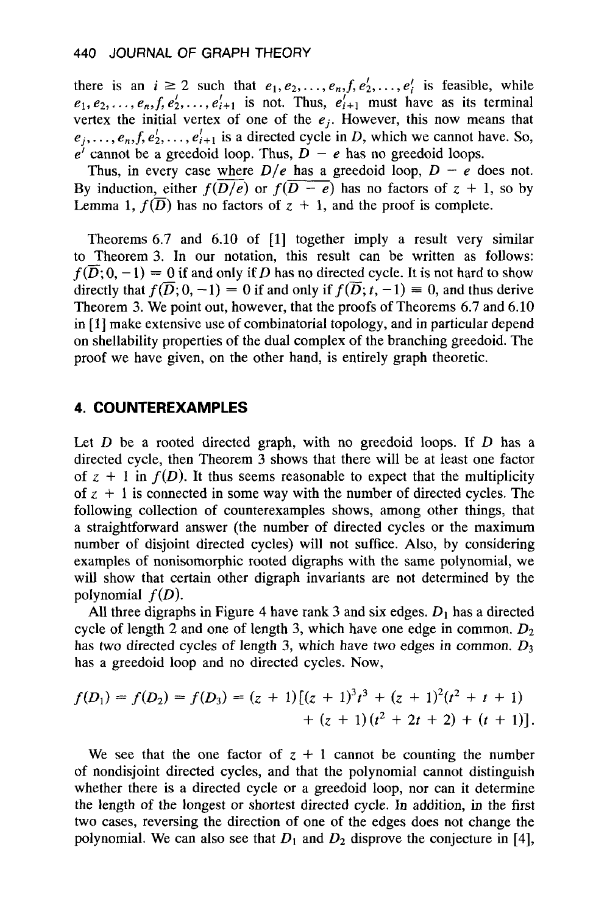there is an $i \geq 2$ such that $e_1, e_2, \ldots, e_n, f, e_2', \ldots, e_i'$ is feasible, while $e_1, e_2, \ldots, e_n, f, e_2', \ldots, e_{i+1}'$ is not. Thus, $e_{i+1}'$ must have as its terminal vertex the initial vertex of one of the $e_j$. However, this now means that $e_j, \ldots, e_n, f, e_2', \ldots, e_{i+1}'$ is a directed cycle in $D$, which we cannot have. So, $e'$ cannot be a greedoid loop. Thus, $D - e$ has no greedoid loops.

Thus, in every case where $\overline{D/e}$ has a greedoid loop, $\overline{D - e}$ does not. By induction, either $f(\overline{D/e})$ or $f(\overline{D - e})$ has no factors of $z + 1$, so by Lemma 1, $f(\overline{D})$ has no factors of $z + 1$, and the proof is complete.

Theorems 6.7 and 6.10 of [1] together imply a result very similar to Theorem 3. In our notation, this result can be written as follows: $f(\overline{D}; 0, -1) = 0$ if and only if $D$ has no directed cycle. It is not hard to show directly that $f(\overline{D}; 0, -1) = 0$ if and only if $f(\overline{D}; t, -1) \equiv 0$, and thus derive Theorem 3. We point out, however, that the proofs of Theorems 6.7 and 6.10 in [1] make extensive use of combinatorial topology, and in particular depend on shellability properties of the dual complex of the branching greedoid. The proof we have given, on the other hand, is entirely graph theoretic.

## 4. COUNTEREXAMPLES

Let $D$ be a rooted directed graph, with no greedoid loops. If $D$ has a directed cycle, then Theorem 3 shows that there will be at least one factor of $z + 1$ in $f(D)$. It thus seems reasonable to expect that the multiplicity of $z + 1$ is connected in some way with the number of directed cycles. The following collection of counterexamples shows, among other things, that a straightforward answer (the number of directed cycles or the maximum number of disjoint directed cycles) will not suffice. Also, by considering examples of nonisomorphic rooted digraphs with the same polynomial, we will show that certain other digraph invariants are not determined by the polynomial $f(D)$.

All three digraphs in Figure 4 have rank 3 and six edges. $D_1$ has a directed cycle of length 2 and one of length 3, which have one edge in common. $D_2$ has two directed cycles of length 3, which have two edges in common. $D_3$ has a greedoid loop and no directed cycles. Now,

$$f(D_1) = f(D_2) = f(D_3) = (z + 1)[(z + 1)^3 t^3 + (z + 1)^2 (t^2 + t + 1) + (z + 1)(t^2 + 2t + 2) + (t + 1)].$$

We see that the one factor of $z + 1$ cannot be counting the number of nondisjoint directed cycles, and that the polynomial cannot distinguish whether there is a directed cycle or a greedoid loop, nor can it determine the length of the longest or shortest directed cycle. In addition, in the first two cases, reversing the direction of one of the edges does not change the polynomial. We can also see that $D_1$ and $D_2$ disprove the conjecture in [4],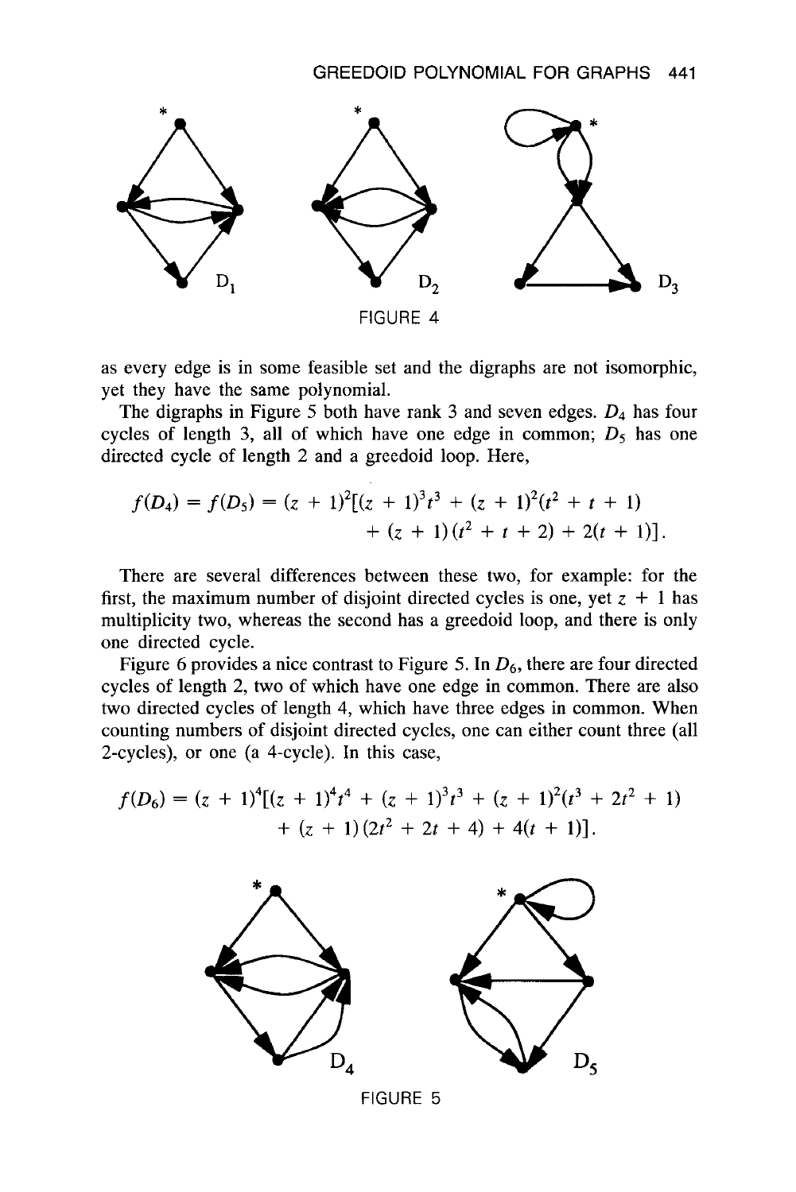FIGURE 4

as every edge is in some feasible set and the digraphs are not isomorphic, yet they have the same polynomial.

The digraphs in Figure 5 both have rank 3 and seven edges. $D_4$ has four cycles of length 3, all of which have one edge in common; $D_5$ has one directed cycle of length 2 and a greedoid loop. Here,

$$f(D_4) = f(D_5) = (z + 1)^2[(z + 1)^3t^3 + (z + 1)^2(t^2 + t + 1) + (z + 1)(t^2 + t + 2) + 2(t + 1)].$$

There are several differences between these two, for example: for the first, the maximum number of disjoint directed cycles is one, yet $z + 1$ has multiplicity two, whereas the second has a greedoid loop, and there is only one directed cycle.

Figure 6 provides a nice contrast to Figure 5. In $D_6$, there are four directed cycles of length 2, two of which have one edge in common. There are also two directed cycles of length 4, which have three edges in common. When counting numbers of disjoint directed cycles, one can either count three (all 2-cycles), or one (a 4-cycle). In this case,

$$f(D_6) = (z + 1)^4[(z + 1)^4t^4 + (z + 1)^3t^3 + (z + 1)^2(t^3 + 2t^2 + 1) + (z + 1)(2t^2 + 2t + 4) + 4(t + 1)].$$

FIGURE 5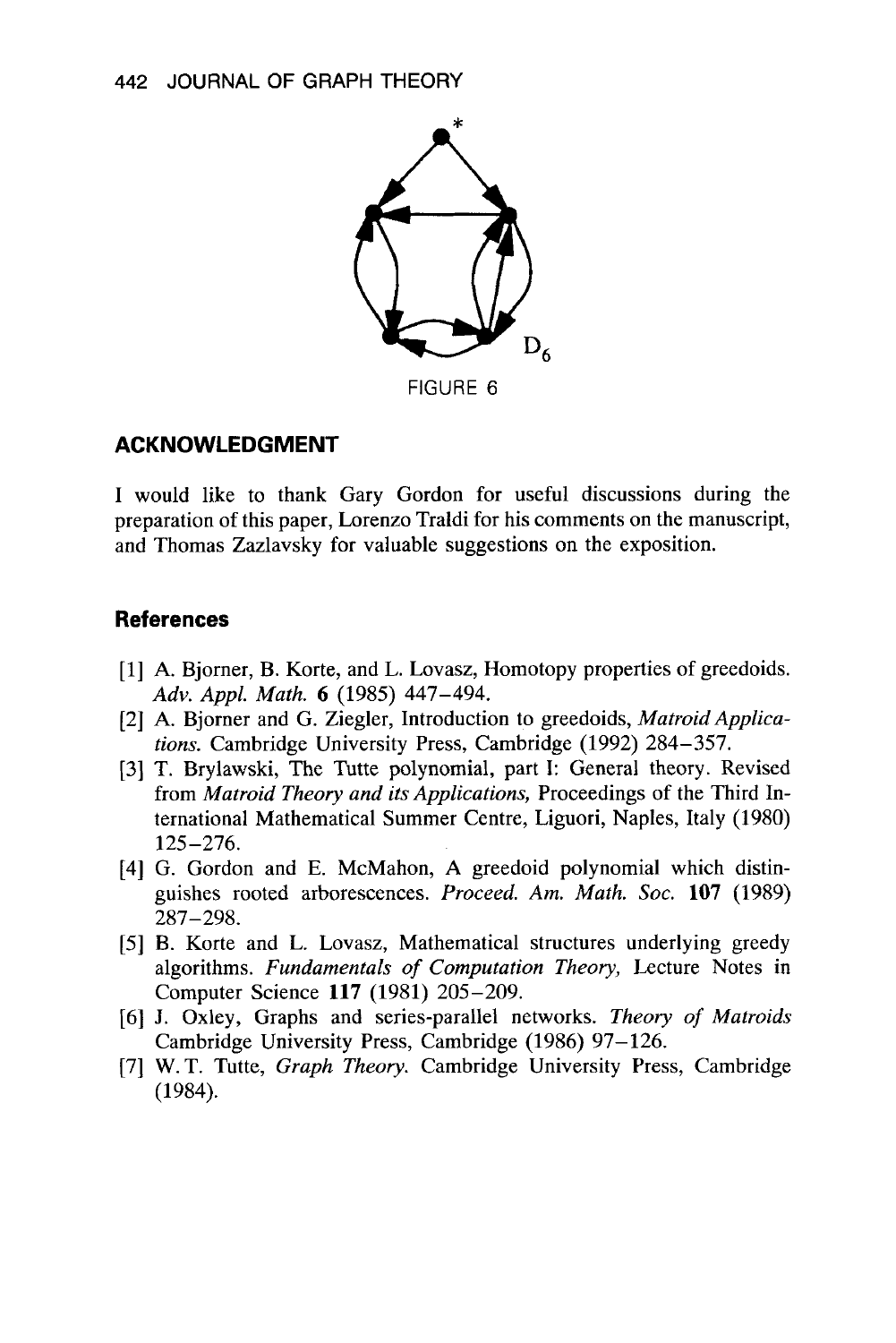$D_6$

FIGURE 6

## ACKNOWLEDGMENT

I would like to thank Gary Gordon for useful discussions during the preparation of this paper, Lorenzo Traldi for his comments on the manuscript, and Thomas Zazlavsky for valuable suggestions on the exposition.

## References

[1] A. Bjorner, B. Korte, and L. Lovasz, Homotopy properties of greedoids. *Adv. Appl. Math.* **6** (1985) 447–494.

[2] A. Bjorner and G. Ziegler, Introduction to greedoids, *Matroid Applications.* Cambridge University Press, Cambridge (1992) 284–357.

[3] T. Brylawski, The Tutte polynomial, part I: General theory. Revised from *Matroid Theory and its Applications,* Proceedings of the Third International Mathematical Summer Centre, Liguori, Naples, Italy (1980) 125–276.

[4] G. Gordon and E. McMahon, A greedoid polynomial which distinguishes rooted arborescences. *Proceed. Am. Math. Soc.* **107** (1989) 287–298.

[5] B. Korte and L. Lovasz, Mathematical structures underlying greedy algorithms. *Fundamentals of Computation Theory,* Lecture Notes in Computer Science **117** (1981) 205–209.

[6] J. Oxley, Graphs and series-parallel networks. *Theory of Matroids* Cambridge University Press, Cambridge (1986) 97–126.

[7] W. T. Tutte, *Graph Theory.* Cambridge University Press, Cambridge (1984).